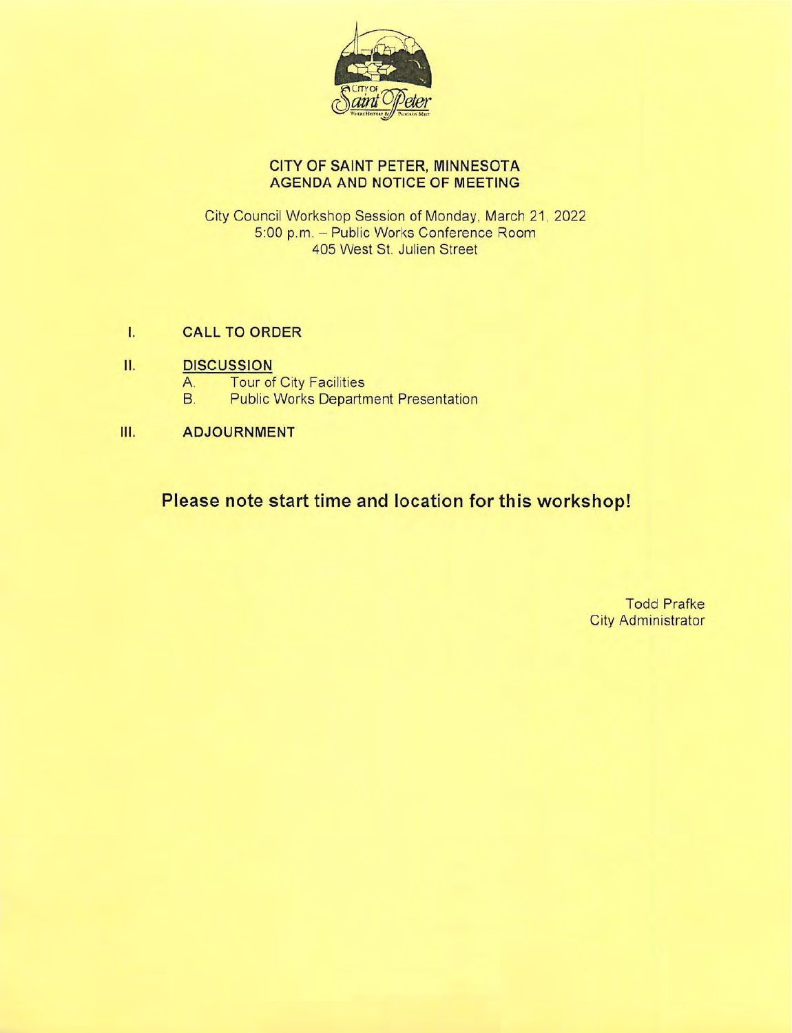**CITY OF SAINT PETER, MINNESOTA**
**AGENDA AND NOTICE OF MEETING**

City Council Workshop Session of Monday, March 21, 2022
5:00 p.m. – Public Works Conference Room
405 West St. Julien Street

I. **CALL TO ORDER**

II. **DISCUSSION**
   A. Tour of City Facilities
   B. Public Works Department Presentation

III. **ADJOURNMENT**

## Please note start time and location for this workshop!

Todd Prafke
City Administrator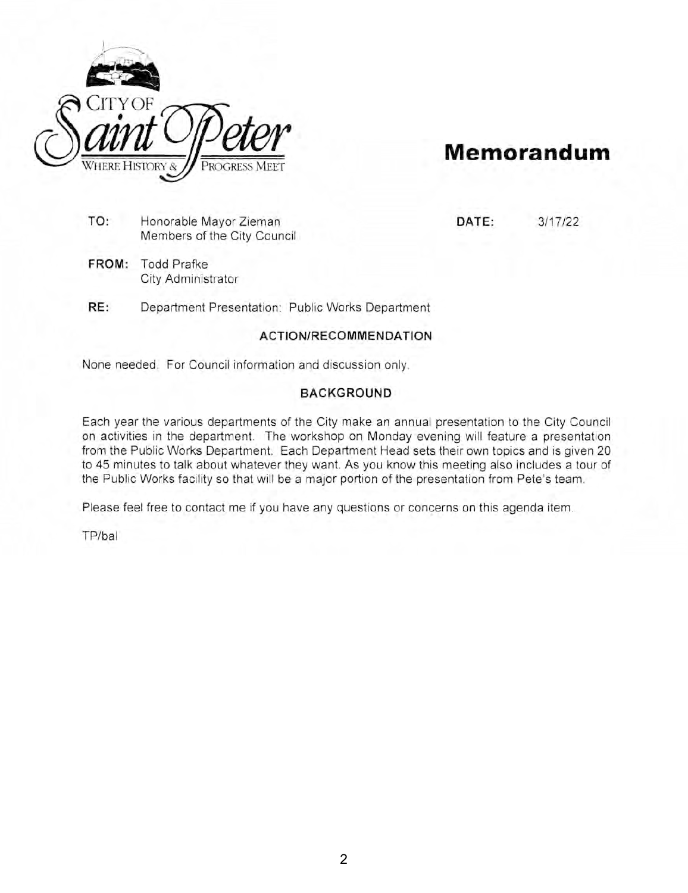CITY OF Saint Peter
WHERE HISTORY & PROGRESS MEET

# Memorandum

**TO:** Honorable Mayor Zieman
Members of the City Council

**DATE:** 3/17/22

**FROM:** Todd Prafke
City Administrator

**RE:** Department Presentation: Public Works Department

## ACTION/RECOMMENDATION

None needed. For Council information and discussion only.

## BACKGROUND

Each year the various departments of the City make an annual presentation to the City Council on activities in the department. The workshop on Monday evening will feature a presentation from the Public Works Department. Each Department Head sets their own topics and is given 20 to 45 minutes to talk about whatever they want. As you know this meeting also includes a tour of the Public Works facility so that will be a major portion of the presentation from Pete's team.

Please feel free to contact me if you have any questions or concerns on this agenda item.

TP/bal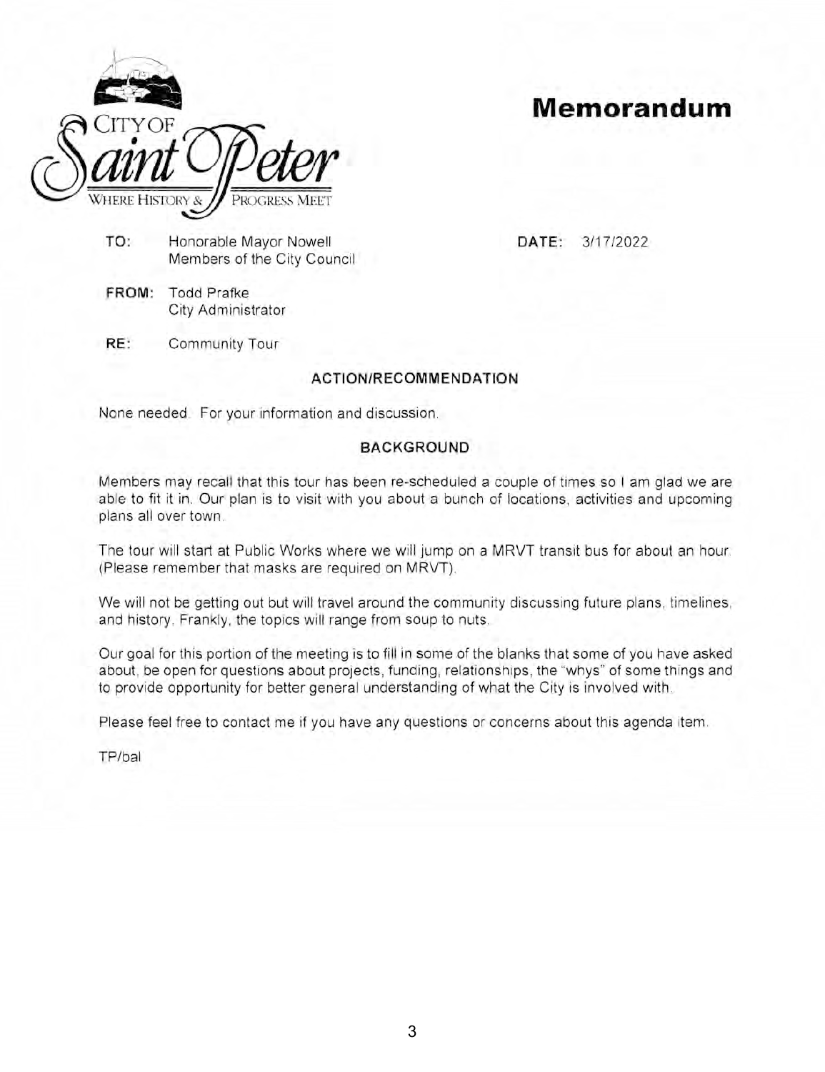CITY OF Saint Peter
WHERE HISTORY & PROGRESS MEET

# Memorandum

**TO:** Honorable Mayor Nowell
Members of the City Council

**DATE:** 3/17/2022

**FROM:** Todd Prafke
City Administrator

**RE:** Community Tour

## ACTION/RECOMMENDATION

None needed. For your information and discussion.

## BACKGROUND

Members may recall that this tour has been re-scheduled a couple of times so I am glad we are able to fit it in. Our plan is to visit with you about a bunch of locations, activities and upcoming plans all over town.

The tour will start at Public Works where we will jump on a MRVT transit bus for about an hour. (Please remember that masks are required on MRVT).

We will not be getting out but will travel around the community discussing future plans, timelines, and history. Frankly, the topics will range from soup to nuts.

Our goal for this portion of the meeting is to fill in some of the blanks that some of you have asked about, be open for questions about projects, funding, relationships, the "whys" of some things and to provide opportunity for better general understanding of what the City is involved with.

Please feel free to contact me if you have any questions or concerns about this agenda item.

TP/bal